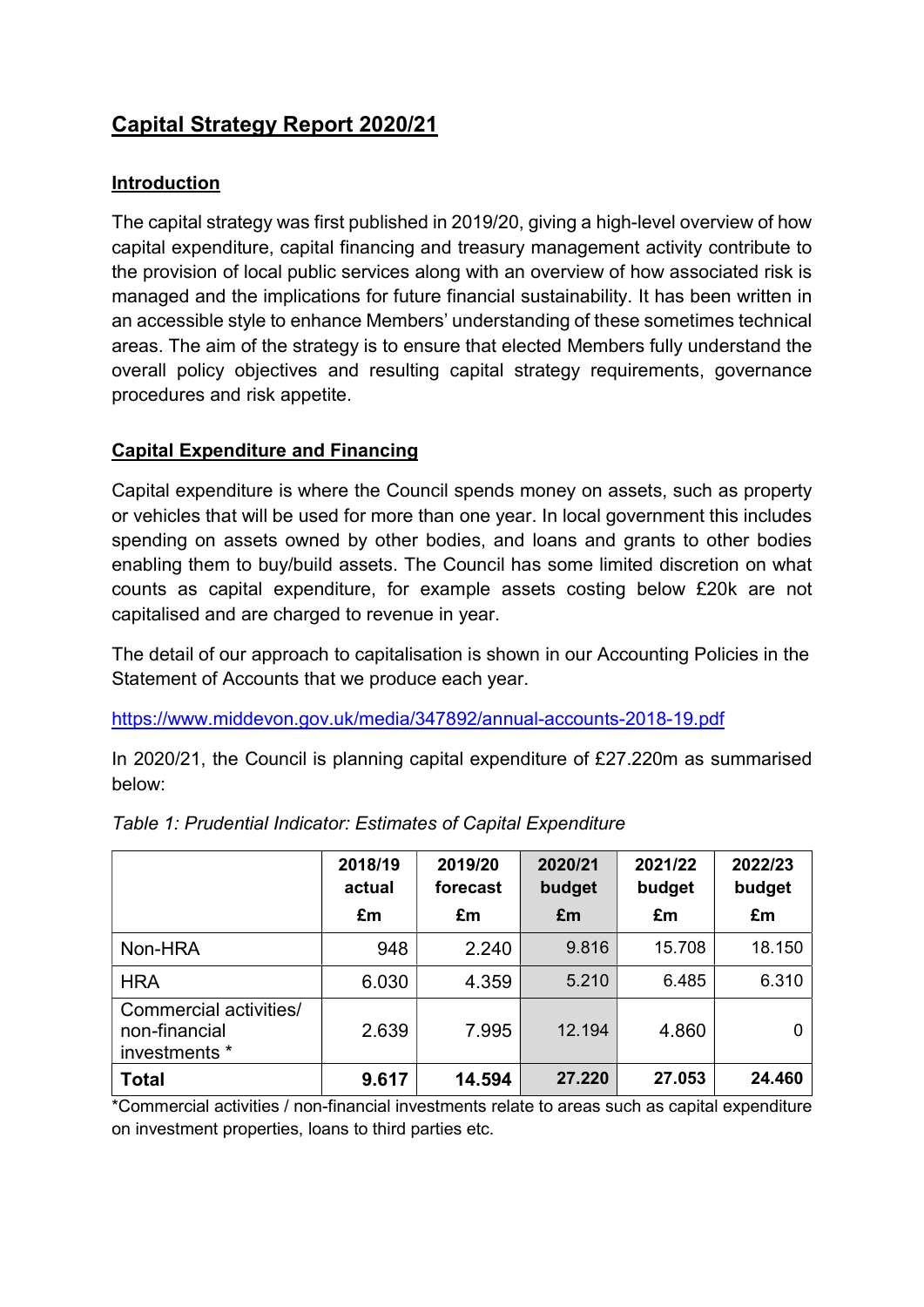# Capital Strategy Report 2020/21

## Introduction

The capital strategy was first published in 2019/20, giving a high-level overview of how capital expenditure, capital financing and treasury management activity contribute to the provision of local public services along with an overview of how associated risk is managed and the implications for future financial sustainability. It has been written in an accessible style to enhance Members' understanding of these sometimes technical areas. The aim of the strategy is to ensure that elected Members fully understand the overall policy objectives and resulting capital strategy requirements, governance procedures and risk appetite.

## Capital Expenditure and Financing

Capital expenditure is where the Council spends money on assets, such as property or vehicles that will be used for more than one year. In local government this includes spending on assets owned by other bodies, and loans and grants to other bodies enabling them to buy/build assets. The Council has some limited discretion on what counts as capital expenditure, for example assets costing below £20k are not capitalised and are charged to revenue in year.

The detail of our approach to capitalisation is shown in our Accounting Policies in the Statement of Accounts that we produce each year.

https://www.middevon.gov.uk/media/347892/annual-accounts-2018-19.pdf

In 2020/21, the Council is planning capital expenditure of £27.220m as summarised below:

*Table 1: Prudential Indicator: Estimates of Capital Expenditure*

| | 2018/19 actual £m | 2019/20 forecast £m | 2020/21 budget £m | 2021/22 budget £m | 2022/23 budget £m |
|---|---|---|---|---|---|
| Non-HRA | 948 | 2.240 | 9.816 | 15.708 | 18.150 |
| HRA | 6.030 | 4.359 | 5.210 | 6.485 | 6.310 |
| Commercial activities/ non-financial investments * | 2.639 | 7.995 | 12.194 | 4.860 | 0 |
| **Total** | **9.617** | **14.594** | **27.220** | **27.053** | **24.460** |

*Commercial activities / non-financial investments relate to areas such as capital expenditure on investment properties, loans to third parties etc.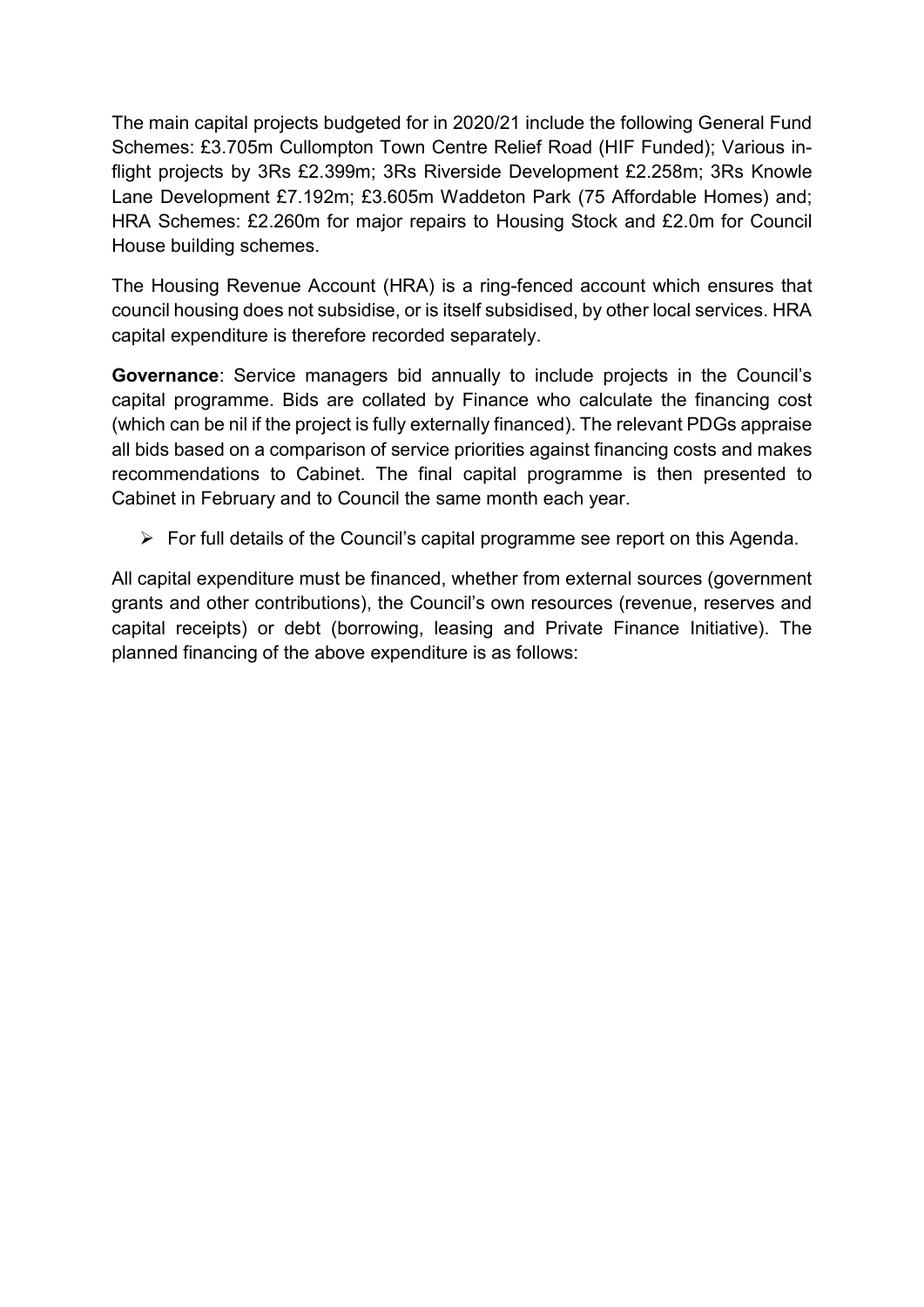The main capital projects budgeted for in 2020/21 include the following General Fund Schemes: £3.705m Cullompton Town Centre Relief Road (HIF Funded); Various in-flight projects by 3Rs £2.399m; 3Rs Riverside Development £2.258m; 3Rs Knowle Lane Development £7.192m; £3.605m Waddeton Park (75 Affordable Homes) and; HRA Schemes: £2.260m for major repairs to Housing Stock and £2.0m for Council House building schemes.

The Housing Revenue Account (HRA) is a ring-fenced account which ensures that council housing does not subsidise, or is itself subsidised, by other local services. HRA capital expenditure is therefore recorded separately.

**Governance**: Service managers bid annually to include projects in the Council's capital programme. Bids are collated by Finance who calculate the financing cost (which can be nil if the project is fully externally financed). The relevant PDGs appraise all bids based on a comparison of service priorities against financing costs and makes recommendations to Cabinet. The final capital programme is then presented to Cabinet in February and to Council the same month each year.

- For full details of the Council's capital programme see report on this Agenda.

All capital expenditure must be financed, whether from external sources (government grants and other contributions), the Council's own resources (revenue, reserves and capital receipts) or debt (borrowing, leasing and Private Finance Initiative). The planned financing of the above expenditure is as follows: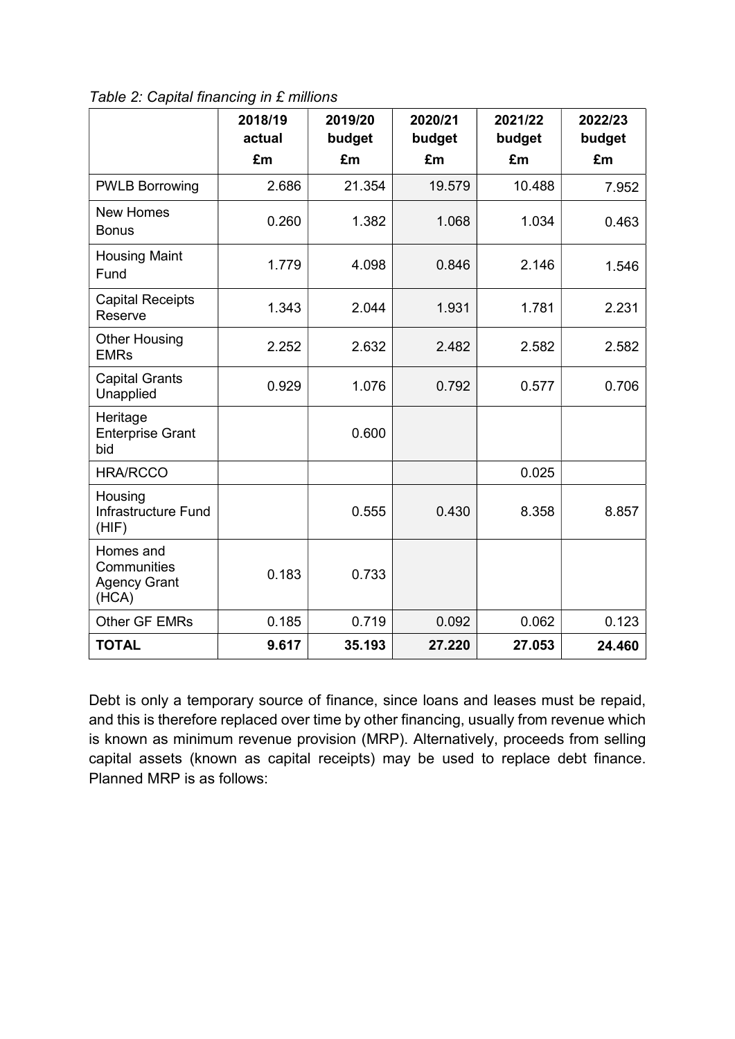*Table 2: Capital financing in £ millions*

| | 2018/19 actual £m | 2019/20 budget £m | 2020/21 budget £m | 2021/22 budget £m | 2022/23 budget £m |
|---|---|---|---|---|---|
| PWLB Borrowing | 2.686 | 21.354 | 19.579 | 10.488 | 7.952 |
| New Homes Bonus | 0.260 | 1.382 | 1.068 | 1.034 | 0.463 |
| Housing Maint Fund | 1.779 | 4.098 | 0.846 | 2.146 | 1.546 |
| Capital Receipts Reserve | 1.343 | 2.044 | 1.931 | 1.781 | 2.231 |
| Other Housing EMRs | 2.252 | 2.632 | 2.482 | 2.582 | 2.582 |
| Capital Grants Unapplied | 0.929 | 1.076 | 0.792 | 0.577 | 0.706 |
| Heritage Enterprise Grant bid | | 0.600 | | | |
| HRA/RCCO | | | | 0.025 | |
| Housing Infrastructure Fund (HIF) | | 0.555 | 0.430 | 8.358 | 8.857 |
| Homes and Communities Agency Grant (HCA) | 0.183 | 0.733 | | | |
| Other GF EMRs | 0.185 | 0.719 | 0.092 | 0.062 | 0.123 |
| **TOTAL** | **9.617** | **35.193** | **27.220** | **27.053** | **24.460** |

Debt is only a temporary source of finance, since loans and leases must be repaid, and this is therefore replaced over time by other financing, usually from revenue which is known as minimum revenue provision (MRP). Alternatively, proceeds from selling capital assets (known as capital receipts) may be used to replace debt finance. Planned MRP is as follows: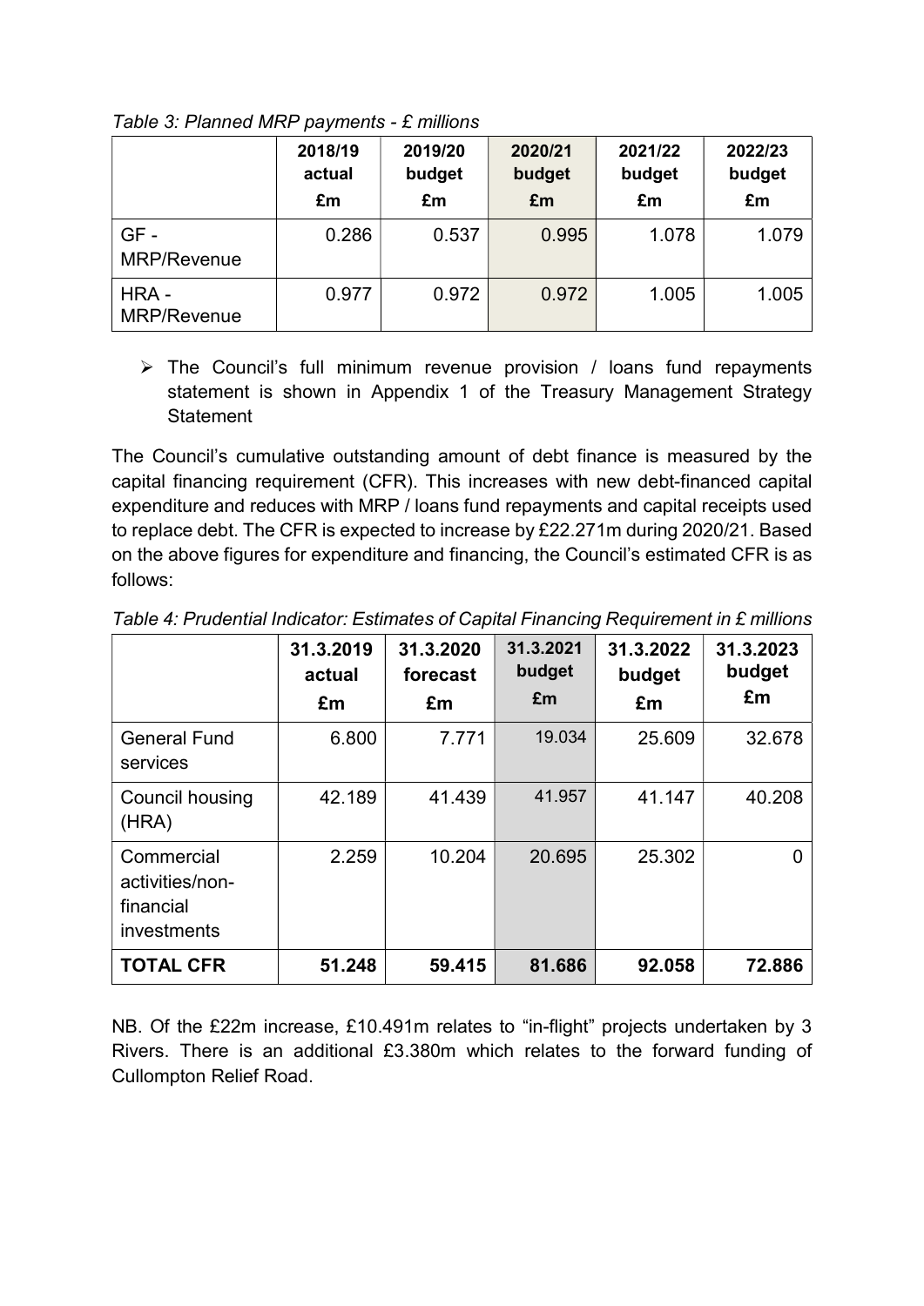*Table 3: Planned MRP payments - £ millions*

| | 2018/19 actual £m | 2019/20 budget £m | 2020/21 budget £m | 2021/22 budget £m | 2022/23 budget £m |
|---|---|---|---|---|---|
| GF - MRP/Revenue | 0.286 | 0.537 | 0.995 | 1.078 | 1.079 |
| HRA - MRP/Revenue | 0.977 | 0.972 | 0.972 | 1.005 | 1.005 |

- The Council's full minimum revenue provision / loans fund repayments statement is shown in Appendix 1 of the Treasury Management Strategy Statement

The Council's cumulative outstanding amount of debt finance is measured by the capital financing requirement (CFR). This increases with new debt-financed capital expenditure and reduces with MRP / loans fund repayments and capital receipts used to replace debt. The CFR is expected to increase by £22.271m during 2020/21. Based on the above figures for expenditure and financing, the Council's estimated CFR is as follows:

*Table 4: Prudential Indicator: Estimates of Capital Financing Requirement in £ millions*

| | 31.3.2019 actual £m | 31.3.2020 forecast £m | 31.3.2021 budget £m | 31.3.2022 budget £m | 31.3.2023 budget £m |
|---|---|---|---|---|---|
| General Fund services | 6.800 | 7.771 | 19.034 | 25.609 | 32.678 |
| Council housing (HRA) | 42.189 | 41.439 | 41.957 | 41.147 | 40.208 |
| Commercial activities/non-financial investments | 2.259 | 10.204 | 20.695 | 25.302 | 0 |
| **TOTAL CFR** | **51.248** | **59.415** | **81.686** | **92.058** | **72.886** |

NB. Of the £22m increase, £10.491m relates to "in-flight" projects undertaken by 3 Rivers. There is an additional £3.380m which relates to the forward funding of Cullompton Relief Road.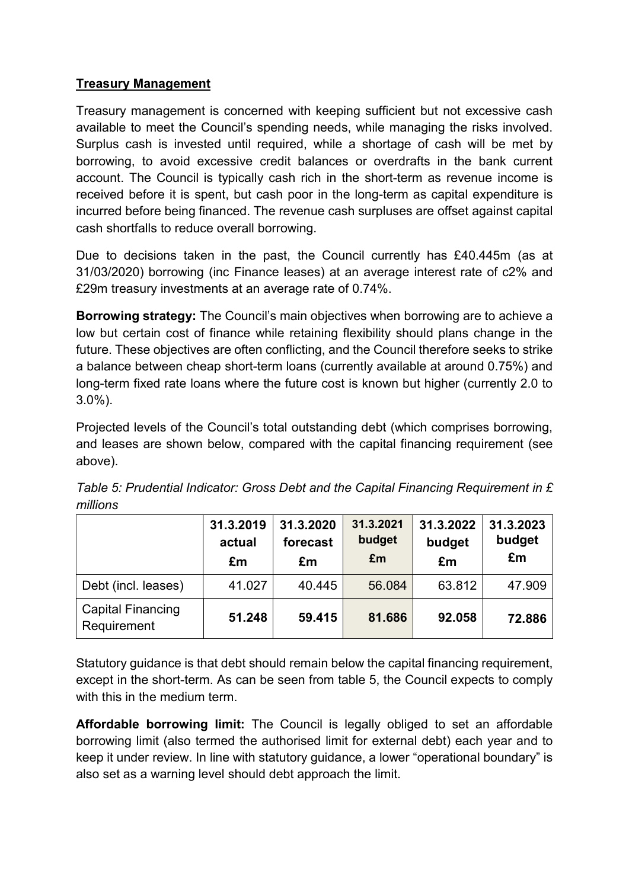## Treasury Management

Treasury management is concerned with keeping sufficient but not excessive cash available to meet the Council's spending needs, while managing the risks involved. Surplus cash is invested until required, while a shortage of cash will be met by borrowing, to avoid excessive credit balances or overdrafts in the bank current account. The Council is typically cash rich in the short-term as revenue income is received before it is spent, but cash poor in the long-term as capital expenditure is incurred before being financed. The revenue cash surpluses are offset against capital cash shortfalls to reduce overall borrowing.

Due to decisions taken in the past, the Council currently has £40.445m (as at 31/03/2020) borrowing (inc Finance leases) at an average interest rate of c2% and £29m treasury investments at an average rate of 0.74%.

**Borrowing strategy:** The Council's main objectives when borrowing are to achieve a low but certain cost of finance while retaining flexibility should plans change in the future. These objectives are often conflicting, and the Council therefore seeks to strike a balance between cheap short-term loans (currently available at around 0.75%) and long-term fixed rate loans where the future cost is known but higher (currently 2.0 to 3.0%).

Projected levels of the Council's total outstanding debt (which comprises borrowing, and leases are shown below, compared with the capital financing requirement (see above).

*Table 5: Prudential Indicator: Gross Debt and the Capital Financing Requirement in £ millions*

| | 31.3.2019 actual £m | 31.3.2020 forecast £m | 31.3.2021 budget £m | 31.3.2022 budget £m | 31.3.2023 budget £m |
|---|---|---|---|---|---|
| Debt (incl. leases) | 41.027 | 40.445 | 56.084 | 63.812 | 47.909 |
| Capital Financing Requirement | **51.248** | **59.415** | **81.686** | **92.058** | **72.886** |

Statutory guidance is that debt should remain below the capital financing requirement, except in the short-term. As can be seen from table 5, the Council expects to comply with this in the medium term.

**Affordable borrowing limit:** The Council is legally obliged to set an affordable borrowing limit (also termed the authorised limit for external debt) each year and to keep it under review. In line with statutory guidance, a lower "operational boundary" is also set as a warning level should debt approach the limit.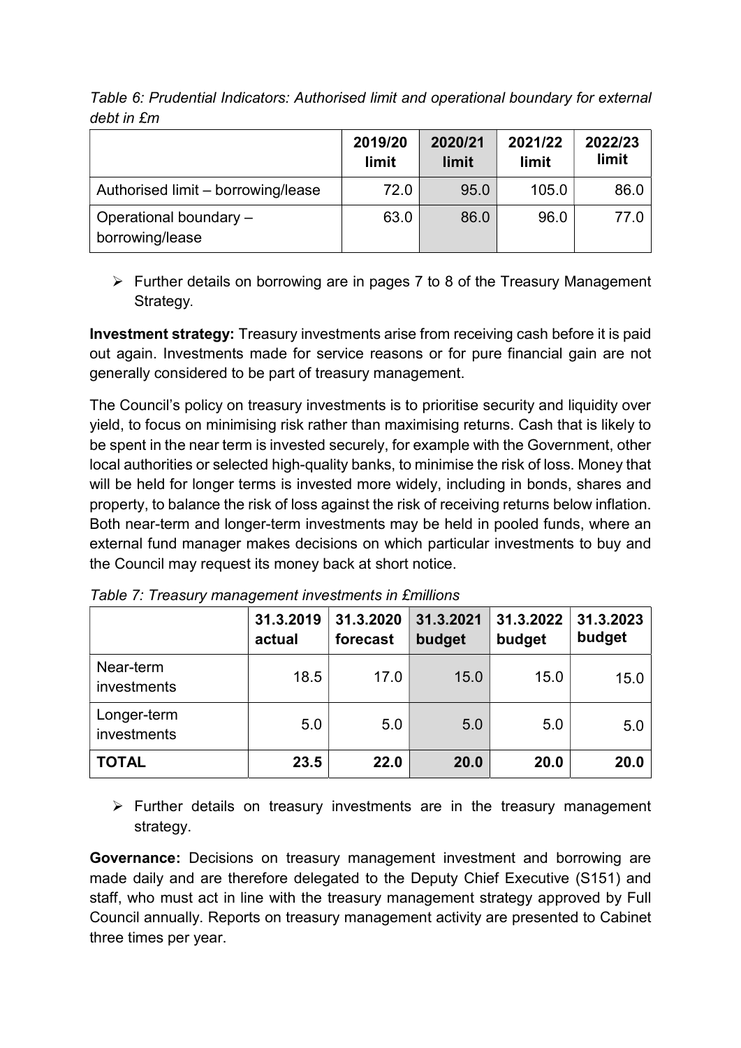*Table 6: Prudential Indicators: Authorised limit and operational boundary for external debt in £m*

| | 2019/20 limit | 2020/21 limit | 2021/22 limit | 2022/23 limit |
|---|---|---|---|---|
| Authorised limit – borrowing/lease | 72.0 | 95.0 | 105.0 | 86.0 |
| Operational boundary – borrowing/lease | 63.0 | 86.0 | 96.0 | 77.0 |

- Further details on borrowing are in pages 7 to 8 of the Treasury Management Strategy.

**Investment strategy:** Treasury investments arise from receiving cash before it is paid out again. Investments made for service reasons or for pure financial gain are not generally considered to be part of treasury management.

The Council's policy on treasury investments is to prioritise security and liquidity over yield, to focus on minimising risk rather than maximising returns. Cash that is likely to be spent in the near term is invested securely, for example with the Government, other local authorities or selected high-quality banks, to minimise the risk of loss. Money that will be held for longer terms is invested more widely, including in bonds, shares and property, to balance the risk of loss against the risk of receiving returns below inflation. Both near-term and longer-term investments may be held in pooled funds, where an external fund manager makes decisions on which particular investments to buy and the Council may request its money back at short notice.

*Table 7: Treasury management investments in £millions*

| | 31.3.2019 actual | 31.3.2020 forecast | 31.3.2021 budget | 31.3.2022 budget | 31.3.2023 budget |
|---|---|---|---|---|---|
| Near-term investments | 18.5 | 17.0 | 15.0 | 15.0 | 15.0 |
| Longer-term investments | 5.0 | 5.0 | 5.0 | 5.0 | 5.0 |
| **TOTAL** | **23.5** | **22.0** | **20.0** | **20.0** | **20.0** |

- Further details on treasury investments are in the treasury management strategy.

**Governance:** Decisions on treasury management investment and borrowing are made daily and are therefore delegated to the Deputy Chief Executive (S151) and staff, who must act in line with the treasury management strategy approved by Full Council annually. Reports on treasury management activity are presented to Cabinet three times per year.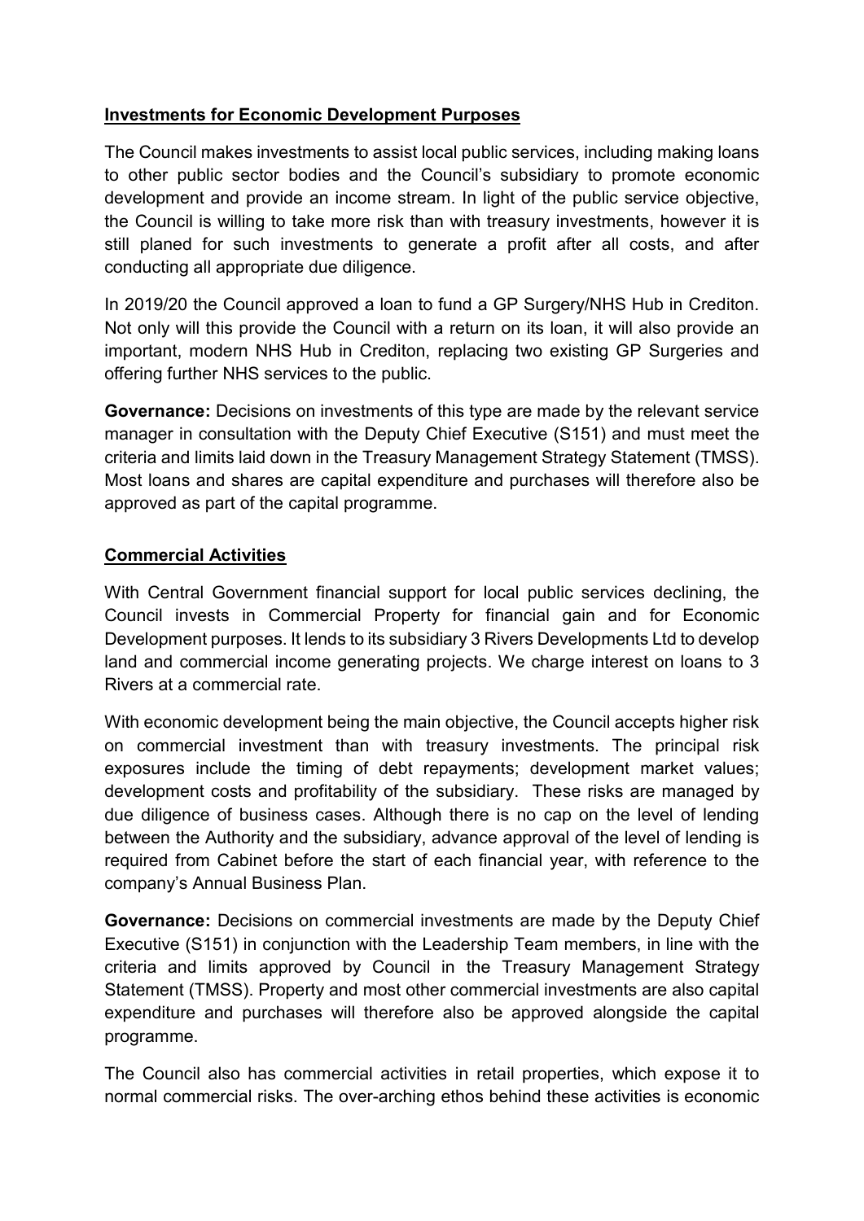## **Investments for Economic Development Purposes**

The Council makes investments to assist local public services, including making loans to other public sector bodies and the Council's subsidiary to promote economic development and provide an income stream. In light of the public service objective, the Council is willing to take more risk than with treasury investments, however it is still planed for such investments to generate a profit after all costs, and after conducting all appropriate due diligence.

In 2019/20 the Council approved a loan to fund a GP Surgery/NHS Hub in Crediton. Not only will this provide the Council with a return on its loan, it will also provide an important, modern NHS Hub in Crediton, replacing two existing GP Surgeries and offering further NHS services to the public.

**Governance:** Decisions on investments of this type are made by the relevant service manager in consultation with the Deputy Chief Executive (S151) and must meet the criteria and limits laid down in the Treasury Management Strategy Statement (TMSS). Most loans and shares are capital expenditure and purchases will therefore also be approved as part of the capital programme.

## **Commercial Activities**

With Central Government financial support for local public services declining, the Council invests in Commercial Property for financial gain and for Economic Development purposes. It lends to its subsidiary 3 Rivers Developments Ltd to develop land and commercial income generating projects. We charge interest on loans to 3 Rivers at a commercial rate.

With economic development being the main objective, the Council accepts higher risk on commercial investment than with treasury investments. The principal risk exposures include the timing of debt repayments; development market values; development costs and profitability of the subsidiary. These risks are managed by due diligence of business cases. Although there is no cap on the level of lending between the Authority and the subsidiary, advance approval of the level of lending is required from Cabinet before the start of each financial year, with reference to the company's Annual Business Plan.

**Governance:** Decisions on commercial investments are made by the Deputy Chief Executive (S151) in conjunction with the Leadership Team members, in line with the criteria and limits approved by Council in the Treasury Management Strategy Statement (TMSS). Property and most other commercial investments are also capital expenditure and purchases will therefore also be approved alongside the capital programme.

The Council also has commercial activities in retail properties, which expose it to normal commercial risks. The over-arching ethos behind these activities is economic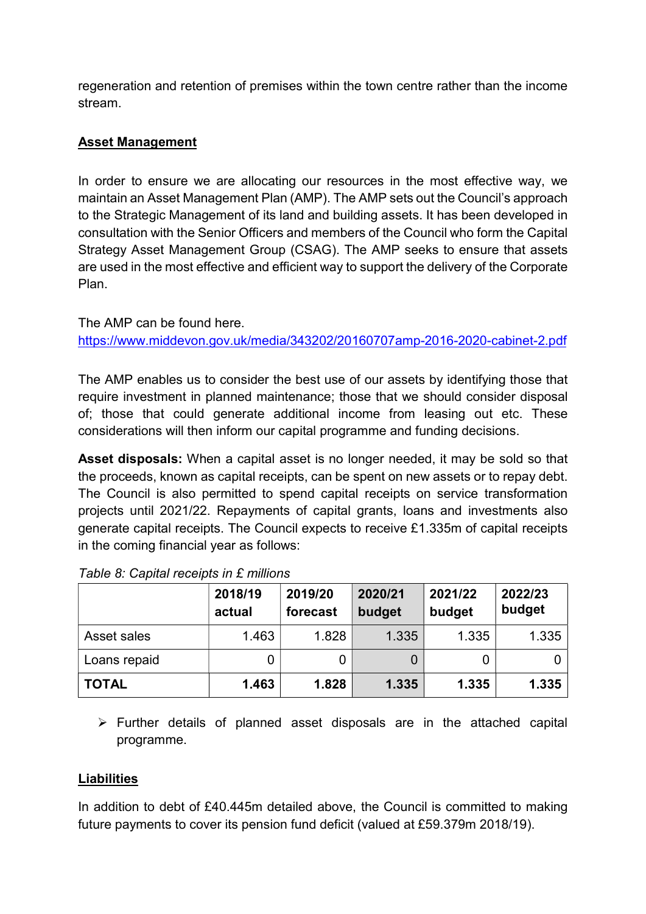regeneration and retention of premises within the town centre rather than the income stream.

## Asset Management

In order to ensure we are allocating our resources in the most effective way, we maintain an Asset Management Plan (AMP). The AMP sets out the Council's approach to the Strategic Management of its land and building assets. It has been developed in consultation with the Senior Officers and members of the Council who form the Capital Strategy Asset Management Group (CSAG). The AMP seeks to ensure that assets are used in the most effective and efficient way to support the delivery of the Corporate Plan.

The AMP can be found here.
https://www.middevon.gov.uk/media/343202/20160707amp-2016-2020-cabinet-2.pdf

The AMP enables us to consider the best use of our assets by identifying those that require investment in planned maintenance; those that we should consider disposal of; those that could generate additional income from leasing out etc. These considerations will then inform our capital programme and funding decisions.

**Asset disposals:** When a capital asset is no longer needed, it may be sold so that the proceeds, known as capital receipts, can be spent on new assets or to repay debt. The Council is also permitted to spend capital receipts on service transformation projects until 2021/22. Repayments of capital grants, loans and investments also generate capital receipts. The Council expects to receive £1.335m of capital receipts in the coming financial year as follows:

*Table 8: Capital receipts in £ millions*

| | 2018/19 actual | 2019/20 forecast | 2020/21 budget | 2021/22 budget | 2022/23 budget |
|---|---|---|---|---|---|
| Asset sales | 1.463 | 1.828 | 1.335 | 1.335 | 1.335 |
| Loans repaid | 0 | 0 | 0 | 0 | 0 |
| **TOTAL** | **1.463** | **1.828** | **1.335** | **1.335** | **1.335** |

- Further details of planned asset disposals are in the attached capital programme.

## Liabilities

In addition to debt of £40.445m detailed above, the Council is committed to making future payments to cover its pension fund deficit (valued at £59.379m 2018/19).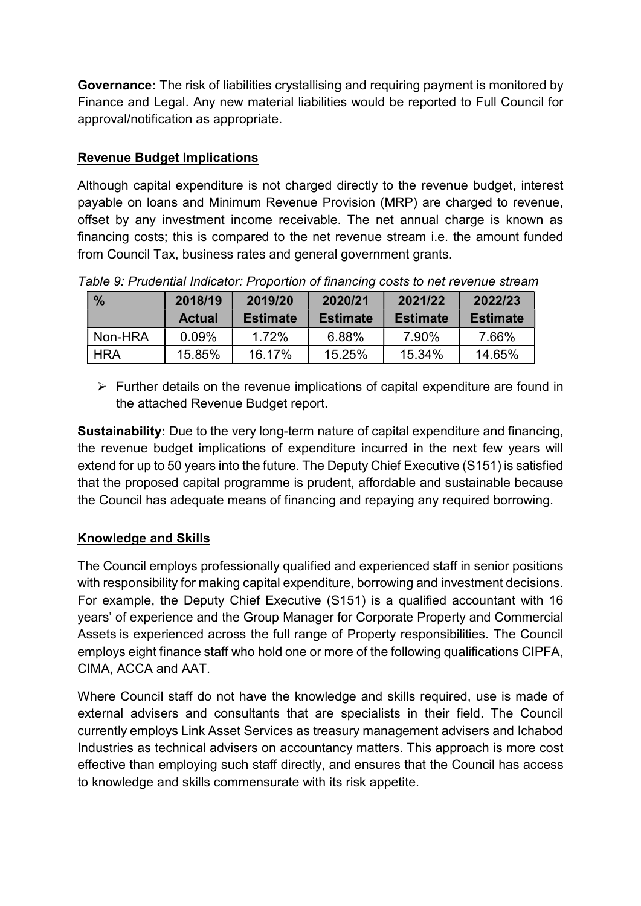**Governance:** The risk of liabilities crystallising and requiring payment is monitored by Finance and Legal. Any new material liabilities would be reported to Full Council for approval/notification as appropriate.

## Revenue Budget Implications

Although capital expenditure is not charged directly to the revenue budget, interest payable on loans and Minimum Revenue Provision (MRP) are charged to revenue, offset by any investment income receivable. The net annual charge is known as financing costs; this is compared to the net revenue stream i.e. the amount funded from Council Tax, business rates and general government grants.

*Table 9: Prudential Indicator: Proportion of financing costs to net revenue stream*

| % | 2018/19 Actual | 2019/20 Estimate | 2020/21 Estimate | 2021/22 Estimate | 2022/23 Estimate |
|---|---|---|---|---|---|
| Non-HRA | 0.09% | 1.72% | 6.88% | 7.90% | 7.66% |
| HRA | 15.85% | 16.17% | 15.25% | 15.34% | 14.65% |

- Further details on the revenue implications of capital expenditure are found in the attached Revenue Budget report.

**Sustainability:** Due to the very long-term nature of capital expenditure and financing, the revenue budget implications of expenditure incurred in the next few years will extend for up to 50 years into the future. The Deputy Chief Executive (S151) is satisfied that the proposed capital programme is prudent, affordable and sustainable because the Council has adequate means of financing and repaying any required borrowing.

## Knowledge and Skills

The Council employs professionally qualified and experienced staff in senior positions with responsibility for making capital expenditure, borrowing and investment decisions. For example, the Deputy Chief Executive (S151) is a qualified accountant with 16 years' of experience and the Group Manager for Corporate Property and Commercial Assets is experienced across the full range of Property responsibilities. The Council employs eight finance staff who hold one or more of the following qualifications CIPFA, CIMA, ACCA and AAT.

Where Council staff do not have the knowledge and skills required, use is made of external advisers and consultants that are specialists in their field. The Council currently employs Link Asset Services as treasury management advisers and Ichabod Industries as technical advisers on accountancy matters. This approach is more cost effective than employing such staff directly, and ensures that the Council has access to knowledge and skills commensurate with its risk appetite.